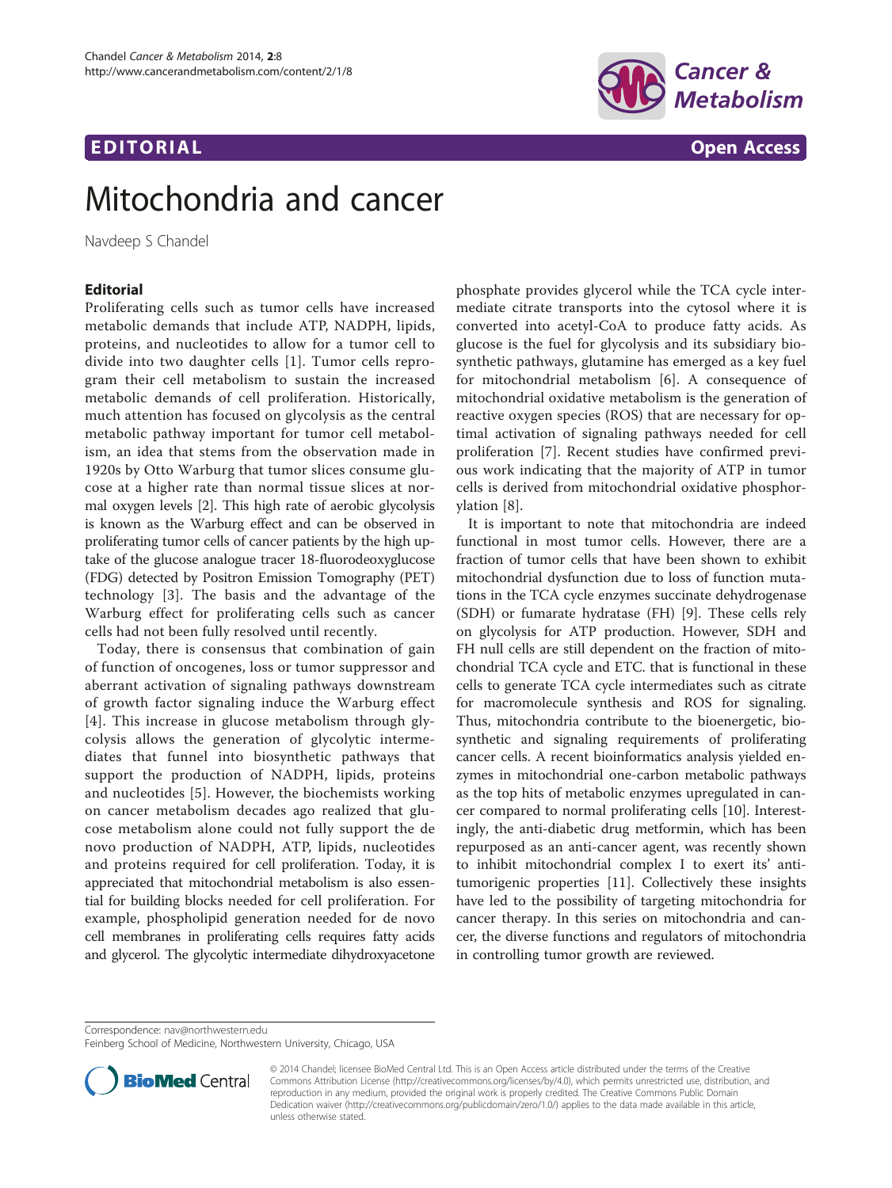EDITORIAL

Open Access

# Mitochondria and cancer

Navdeep S Chandel

## Editorial

Proliferating cells such as tumor cells have increased metabolic demands that include ATP, NADPH, lipids, proteins, and nucleotides to allow for a tumor cell to divide into two daughter cells [1]. Tumor cells reprogram their cell metabolism to sustain the increased metabolic demands of cell proliferation. Historically, much attention has focused on glycolysis as the central metabolic pathway important for tumor cell metabolism, an idea that stems from the observation made in 1920s by Otto Warburg that tumor slices consume glucose at a higher rate than normal tissue slices at normal oxygen levels [2]. This high rate of aerobic glycolysis is known as the Warburg effect and can be observed in proliferating tumor cells of cancer patients by the high uptake of the glucose analogue tracer 18-fluorodeoxyglucose (FDG) detected by Positron Emission Tomography (PET) technology [3]. The basis and the advantage of the Warburg effect for proliferating cells such as cancer cells had not been fully resolved until recently.

Today, there is consensus that combination of gain of function of oncogenes, loss or tumor suppressor and aberrant activation of signaling pathways downstream of growth factor signaling induce the Warburg effect [4]. This increase in glucose metabolism through glycolysis allows the generation of glycolytic intermediates that funnel into biosynthetic pathways that support the production of NADPH, lipids, proteins and nucleotides [5]. However, the biochemists working on cancer metabolism decades ago realized that glucose metabolism alone could not fully support the de novo production of NADPH, ATP, lipids, nucleotides and proteins required for cell proliferation. Today, it is appreciated that mitochondrial metabolism is also essential for building blocks needed for cell proliferation. For example, phospholipid generation needed for de novo cell membranes in proliferating cells requires fatty acids and glycerol. The glycolytic intermediate dihydroxyacetone phosphate provides glycerol while the TCA cycle intermediate citrate transports into the cytosol where it is converted into acetyl-CoA to produce fatty acids. As glucose is the fuel for glycolysis and its subsidiary biosynthetic pathways, glutamine has emerged as a key fuel for mitochondrial metabolism [6]. A consequence of mitochondrial oxidative metabolism is the generation of reactive oxygen species (ROS) that are necessary for optimal activation of signaling pathways needed for cell proliferation [7]. Recent studies have confirmed previous work indicating that the majority of ATP in tumor cells is derived from mitochondrial oxidative phosphorylation [8].

It is important to note that mitochondria are indeed functional in most tumor cells. However, there are a fraction of tumor cells that have been shown to exhibit mitochondrial dysfunction due to loss of function mutations in the TCA cycle enzymes succinate dehydrogenase (SDH) or fumarate hydratase (FH) [9]. These cells rely on glycolysis for ATP production. However, SDH and FH null cells are still dependent on the fraction of mitochondrial TCA cycle and ETC. that is functional in these cells to generate TCA cycle intermediates such as citrate for macromolecule synthesis and ROS for signaling. Thus, mitochondria contribute to the bioenergetic, biosynthetic and signaling requirements of proliferating cancer cells. A recent bioinformatics analysis yielded enzymes in mitochondrial one-carbon metabolic pathways as the top hits of metabolic enzymes upregulated in cancer compared to normal proliferating cells [10]. Interestingly, the anti-diabetic drug metformin, which has been repurposed as an anti-cancer agent, was recently shown to inhibit mitochondrial complex I to exert its' antitumorigenic properties [11]. Collectively these insights have led to the possibility of targeting mitochondria for cancer therapy. In this series on mitochondria and cancer, the diverse functions and regulators of mitochondria in controlling tumor growth are reviewed.

Correspondence: nav@northwestern.edu
Feinberg School of Medicine, Northwestern University, Chicago, USA

© 2014 Chandel; licensee BioMed Central Ltd. This is an Open Access article distributed under the terms of the Creative Commons Attribution License (http://creativecommons.org/licenses/by/4.0), which permits unrestricted use, distribution, and reproduction in any medium, provided the original work is properly credited. The Creative Commons Public Domain Dedication waiver (http://creativecommons.org/publicdomain/zero/1.0/) applies to the data made available in this article, unless otherwise stated.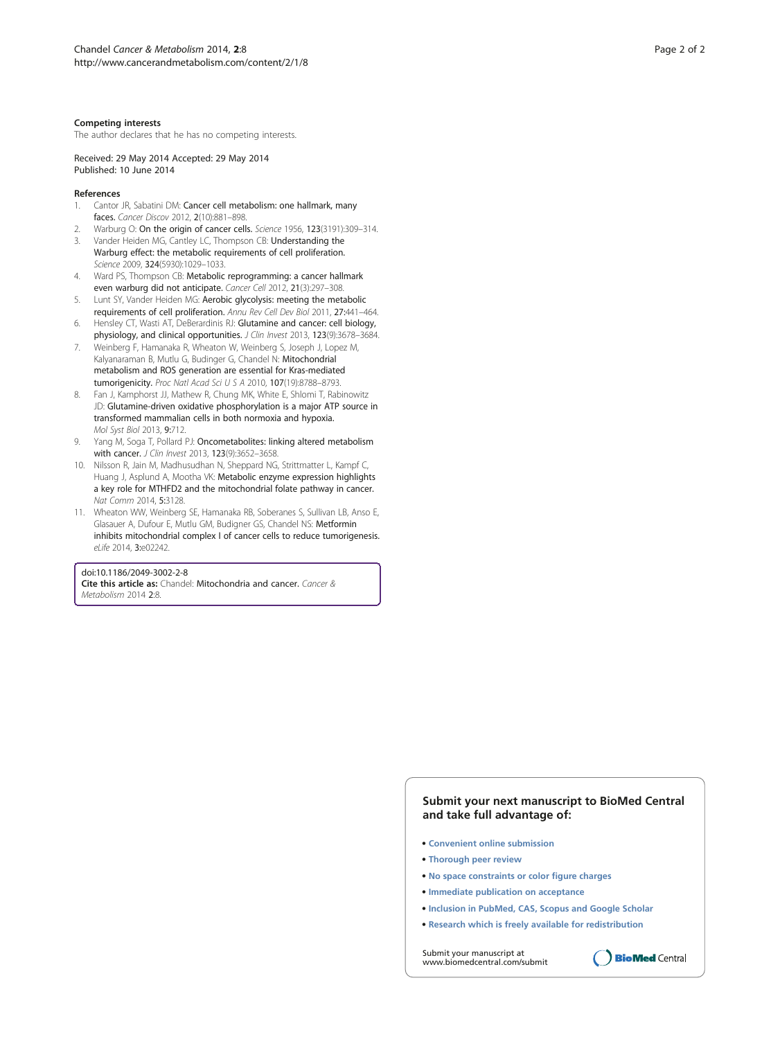#### Competing interests

The author declares that he has no competing interests.

Received: 29 May 2014 Accepted: 29 May 2014
Published: 10 June 2014

#### References

1. Cantor JR, Sabatini DM: **Cancer cell metabolism: one hallmark, many faces.** *Cancer Discov* 2012, **2**(10):881–898.
2. Warburg O: **On the origin of cancer cells.** *Science* 1956, **123**(3191):309–314.
3. Vander Heiden MG, Cantley LC, Thompson CB: **Understanding the Warburg effect: the metabolic requirements of cell proliferation.** *Science* 2009, **324**(5930):1029–1033.
4. Ward PS, Thompson CB: **Metabolic reprogramming: a cancer hallmark even warburg did not anticipate.** *Cancer Cell* 2012, **21**(3):297–308.
5. Lunt SY, Vander Heiden MG: **Aerobic glycolysis: meeting the metabolic requirements of cell proliferation.** *Annu Rev Cell Dev Biol* 2011, **27**:441–464.
6. Hensley CT, Wasti AT, DeBerardinis RJ: **Glutamine and cancer: cell biology, physiology, and clinical opportunities.** *J Clin Invest* 2013, **123**(9):3678–3684.
7. Weinberg F, Hamanaka R, Wheaton W, Weinberg S, Joseph J, Lopez M, Kalyanaraman B, Mutlu G, Budinger G, Chandel N: **Mitochondrial metabolism and ROS generation are essential for Kras-mediated tumorigenicity.** *Proc Natl Acad Sci U S A* 2010, **107**(19):8788–8793.
8. Fan J, Kamphorst JJ, Mathew R, Chung MK, White E, Shlomi T, Rabinowitz JD: **Glutamine-driven oxidative phosphorylation is a major ATP source in transformed mammalian cells in both normoxia and hypoxia.** *Mol Syst Biol* 2013, **9**:712.
9. Yang M, Soga T, Pollard PJ: **Oncometabolites: linking altered metabolism with cancer.** *J Clin Invest* 2013, **123**(9):3652–3658.
10. Nilsson R, Jain M, Madhusudhan N, Sheppard NG, Strittmatter L, Kampf C, Huang J, Asplund A, Mootha VK: **Metabolic enzyme expression highlights a key role for MTHFD2 and the mitochondrial folate pathway in cancer.** *Nat Comm* 2014, **5**:3128.
11. Wheaton WW, Weinberg SE, Hamanaka RB, Soberanes S, Sullivan LB, Anso E, Glasauer A, Dufour E, Mutlu GM, Budigner GS, Chandel NS: **Metformin inhibits mitochondrial complex I of cancer cells to reduce tumorigenesis.** *eLife* 2014, **3**:e02242.

doi:10.1186/2049-3002-2-8
**Cite this article as:** Chandel: **Mitochondria and cancer.** *Cancer & Metabolism* 2014 **2**:8.

**Submit your next manuscript to BioMed Central and take full advantage of:**

- **Convenient online submission**
- **Thorough peer review**
- **No space constraints or color figure charges**
- **Immediate publication on acceptance**
- **Inclusion in PubMed, CAS, Scopus and Google Scholar**
- **Research which is freely available for redistribution**

Submit your manuscript at
www.biomedcentral.com/submit

BioMed Central